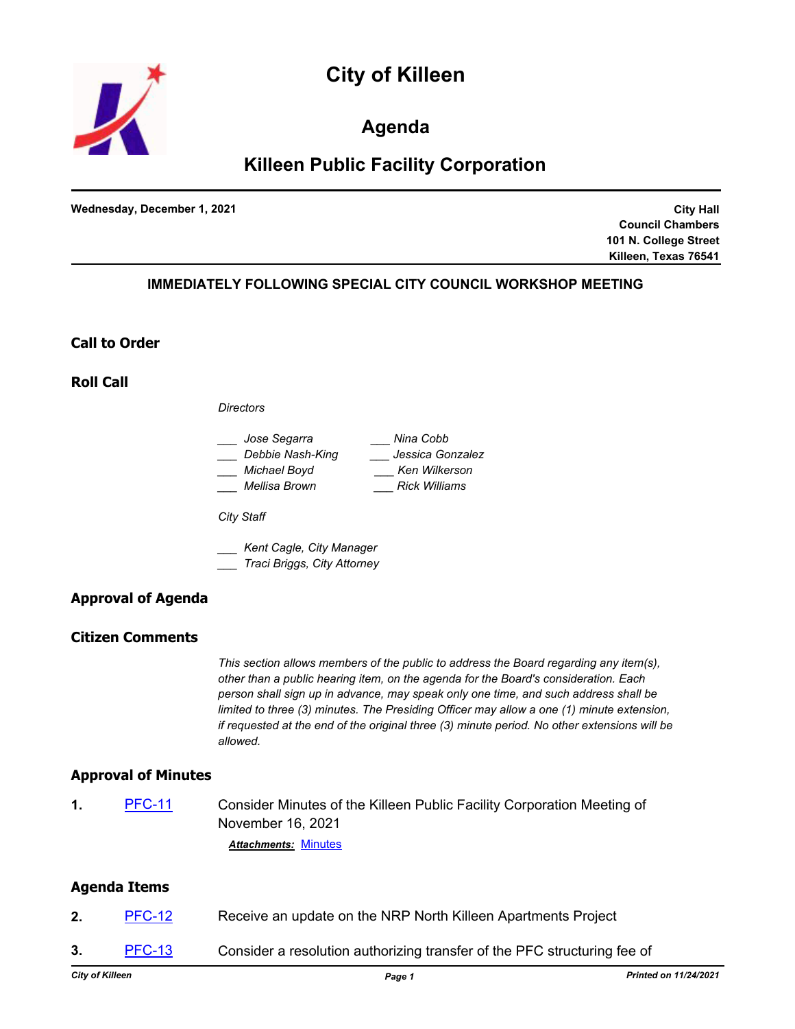# City of Killeen

## Agenda

## Killeen Public Facility Corporation

**Wednesday, December 1, 2021**

**City Hall**
**Council Chambers**
**101 N. College Street**
**Killeen, Texas 76541**

**IMMEDIATELY FOLLOWING SPECIAL CITY COUNCIL WORKSHOP MEETING**

### Call to Order

### Roll Call

*Directors*

___ *Jose Segarra*
___ *Debbie Nash-King*
___ *Michael Boyd*
___ *Mellisa Brown*
___ *Nina Cobb*
___ *Jessica Gonzalez*
___ *Ken Wilkerson*
___ *Rick Williams*

*City Staff*

___ *Kent Cagle, City Manager*
___ *Traci Briggs, City Attorney*

### Approval of Agenda

### Citizen Comments

*This section allows members of the public to address the Board regarding any item(s), other than a public hearing item, on the agenda for the Board's consideration. Each person shall sign up in advance, may speak only one time, and such address shall be limited to three (3) minutes. The Presiding Officer may allow a one (1) minute extension, if requested at the end of the original three (3) minute period. No other extensions will be allowed.*

### Approval of Minutes

**1.** PFC-11 Consider Minutes of the Killeen Public Facility Corporation Meeting of November 16, 2021

***Attachments:*** Minutes

### Agenda Items

**2.** PFC-12 Receive an update on the NRP North Killeen Apartments Project

**3.** PFC-13 Consider a resolution authorizing transfer of the PFC structuring fee of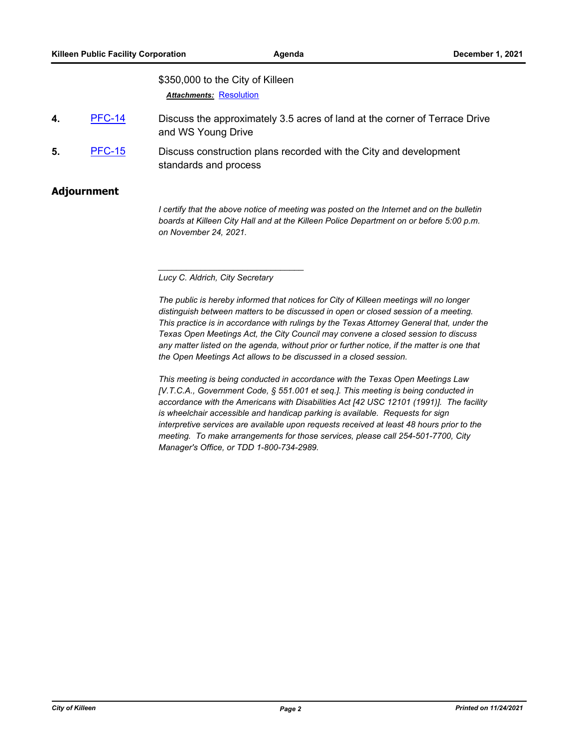$350,000 to the City of Killeen

***Attachments:*** Resolution

**4.** PFC-14 Discuss the approximately 3.5 acres of land at the corner of Terrace Drive and WS Young Drive

**5.** PFC-15 Discuss construction plans recorded with the City and development standards and process

## Adjournment

*I certify that the above notice of meeting was posted on the Internet and on the bulletin boards at Killeen City Hall and at the Killeen Police Department on or before 5:00 p.m. on November 24, 2021.*

_______________________________

*Lucy C. Aldrich, City Secretary*

*The public is hereby informed that notices for City of Killeen meetings will no longer distinguish between matters to be discussed in open or closed session of a meeting. This practice is in accordance with rulings by the Texas Attorney General that, under the Texas Open Meetings Act, the City Council may convene a closed session to discuss any matter listed on the agenda, without prior or further notice, if the matter is one that the Open Meetings Act allows to be discussed in a closed session.*

*This meeting is being conducted in accordance with the Texas Open Meetings Law [V.T.C.A., Government Code, § 551.001 et seq.]. This meeting is being conducted in accordance with the Americans with Disabilities Act [42 USC 12101 (1991)]. The facility is wheelchair accessible and handicap parking is available. Requests for sign interpretive services are available upon requests received at least 48 hours prior to the meeting. To make arrangements for those services, please call 254-501-7700, City Manager's Office, or TDD 1-800-734-2989.*